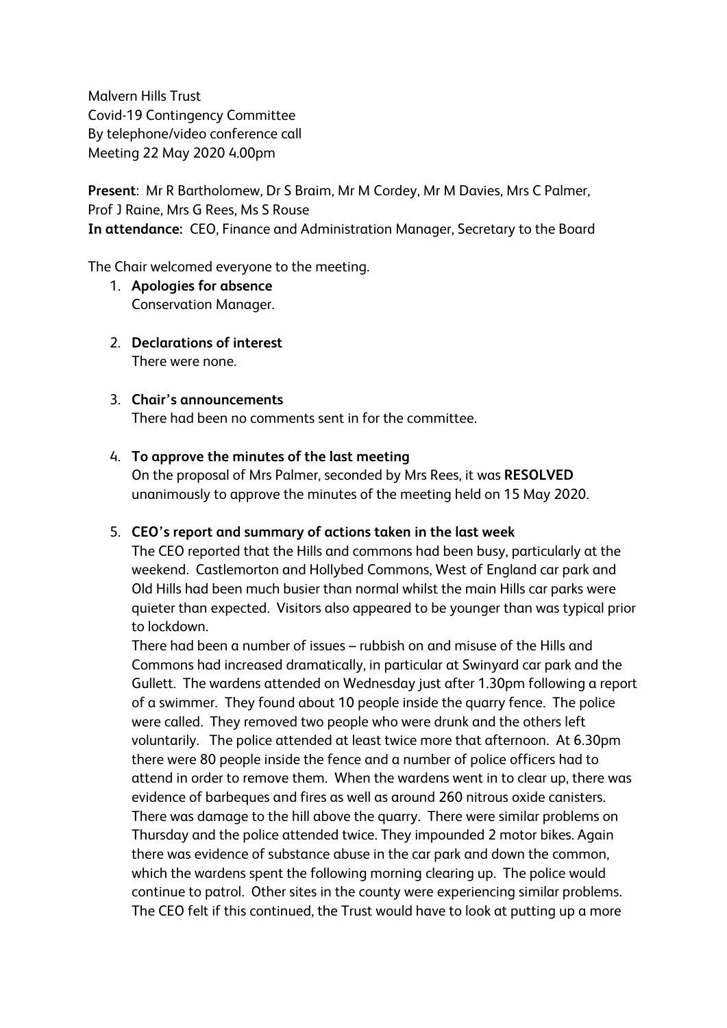Malvern Hills Trust
Covid-19 Contingency Committee
By telephone/video conference call
Meeting 22 May 2020 4.00pm

**Present**: Mr R Bartholomew, Dr S Braim, Mr M Cordey, Mr M Davies, Mrs C Palmer, Prof J Raine, Mrs G Rees, Ms S Rouse
**In attendance:** CEO, Finance and Administration Manager, Secretary to the Board

The Chair welcomed everyone to the meeting.

1. **Apologies for absence**
   Conservation Manager.

2. **Declarations of interest**
   There were none.

3. **Chair's announcements**
   There had been no comments sent in for the committee.

4. **To approve the minutes of the last meeting**
   On the proposal of Mrs Palmer, seconded by Mrs Rees, it was **RESOLVED** unanimously to approve the minutes of the meeting held on 15 May 2020.

5. **CEO's report and summary of actions taken in the last week**
   The CEO reported that the Hills and commons had been busy, particularly at the weekend. Castlemorton and Hollybed Commons, West of England car park and Old Hills had been much busier than normal whilst the main Hills car parks were quieter than expected. Visitors also appeared to be younger than was typical prior to lockdown.
   There had been a number of issues – rubbish on and misuse of the Hills and Commons had increased dramatically, in particular at Swinyard car park and the Gullett. The wardens attended on Wednesday just after 1.30pm following a report of a swimmer. They found about 10 people inside the quarry fence. The police were called. They removed two people who were drunk and the others left voluntarily. The police attended at least twice more that afternoon. At 6.30pm there were 80 people inside the fence and a number of police officers had to attend in order to remove them. When the wardens went in to clear up, there was evidence of barbeques and fires as well as around 260 nitrous oxide canisters. There was damage to the hill above the quarry. There were similar problems on Thursday and the police attended twice. They impounded 2 motor bikes. Again there was evidence of substance abuse in the car park and down the common, which the wardens spent the following morning clearing up. The police would continue to patrol. Other sites in the county were experiencing similar problems. The CEO felt if this continued, the Trust would have to look at putting up a more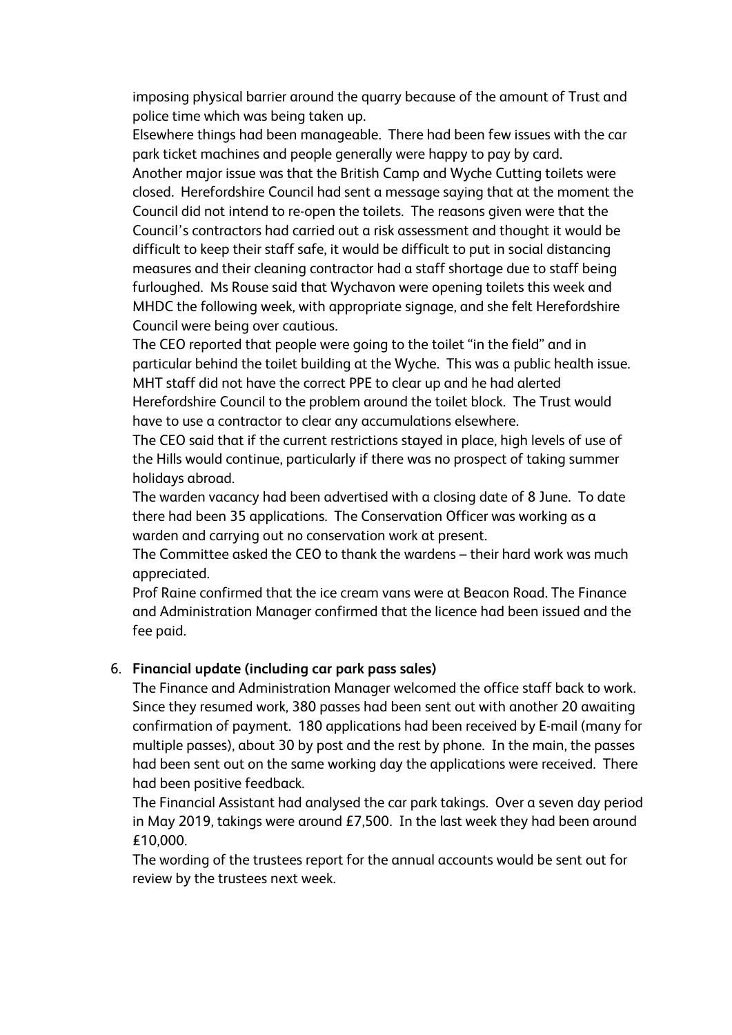imposing physical barrier around the quarry because of the amount of Trust and police time which was being taken up.

Elsewhere things had been manageable. There had been few issues with the car park ticket machines and people generally were happy to pay by card.

Another major issue was that the British Camp and Wyche Cutting toilets were closed. Herefordshire Council had sent a message saying that at the moment the Council did not intend to re-open the toilets. The reasons given were that the Council's contractors had carried out a risk assessment and thought it would be difficult to keep their staff safe, it would be difficult to put in social distancing measures and their cleaning contractor had a staff shortage due to staff being furloughed. Ms Rouse said that Wychavon were opening toilets this week and MHDC the following week, with appropriate signage, and she felt Herefordshire Council were being over cautious.

The CEO reported that people were going to the toilet "in the field" and in particular behind the toilet building at the Wyche. This was a public health issue. MHT staff did not have the correct PPE to clear up and he had alerted Herefordshire Council to the problem around the toilet block. The Trust would have to use a contractor to clear any accumulations elsewhere.

The CEO said that if the current restrictions stayed in place, high levels of use of the Hills would continue, particularly if there was no prospect of taking summer holidays abroad.

The warden vacancy had been advertised with a closing date of 8 June. To date there had been 35 applications. The Conservation Officer was working as a warden and carrying out no conservation work at present.

The Committee asked the CEO to thank the wardens – their hard work was much appreciated.

Prof Raine confirmed that the ice cream vans were at Beacon Road. The Finance and Administration Manager confirmed that the licence had been issued and the fee paid.

6. **Financial update (including car park pass sales)**

The Finance and Administration Manager welcomed the office staff back to work. Since they resumed work, 380 passes had been sent out with another 20 awaiting confirmation of payment. 180 applications had been received by E-mail (many for multiple passes), about 30 by post and the rest by phone. In the main, the passes had been sent out on the same working day the applications were received. There had been positive feedback.

The Financial Assistant had analysed the car park takings. Over a seven day period in May 2019, takings were around £7,500. In the last week they had been around £10,000.

The wording of the trustees report for the annual accounts would be sent out for review by the trustees next week.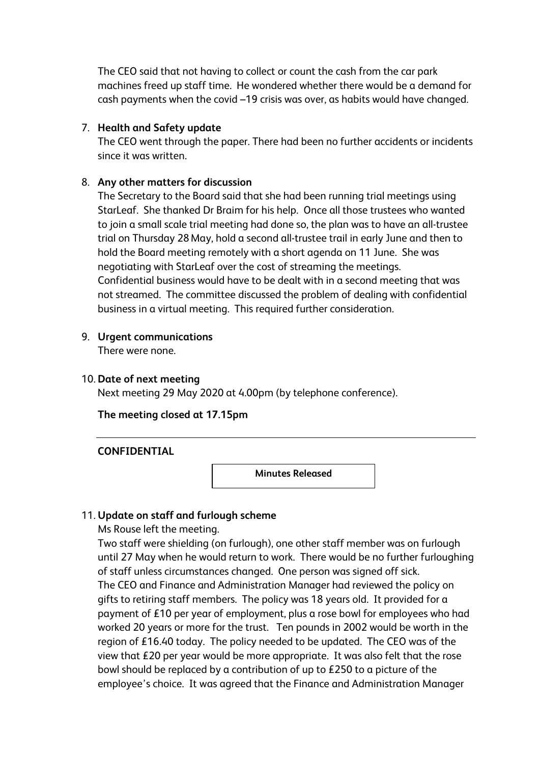The CEO said that not having to collect or count the cash from the car park machines freed up staff time. He wondered whether there would be a demand for cash payments when the covid –19 crisis was over, as habits would have changed.

7. **Health and Safety update**

   The CEO went through the paper. There had been no further accidents or incidents since it was written.

8. **Any other matters for discussion**

   The Secretary to the Board said that she had been running trial meetings using StarLeaf. She thanked Dr Braim for his help. Once all those trustees who wanted to join a small scale trial meeting had done so, the plan was to have an all-trustee trial on Thursday 28 May, hold a second all-trustee trail in early June and then to hold the Board meeting remotely with a short agenda on 11 June. She was negotiating with StarLeaf over the cost of streaming the meetings.
   Confidential business would have to be dealt with in a second meeting that was not streamed. The committee discussed the problem of dealing with confidential business in a virtual meeting. This required further consideration.

9. **Urgent communications**

   There were none.

10. **Date of next meeting**

    Next meeting 29 May 2020 at 4.00pm (by telephone conference).

**The meeting closed at 17.15pm**

---

**CONFIDENTIAL**

**Minutes Released**

11. **Update on staff and furlough scheme**

    Ms Rouse left the meeting.
    Two staff were shielding (on furlough), one other staff member was on furlough until 27 May when he would return to work. There would be no further furloughing of staff unless circumstances changed. One person was signed off sick.
    The CEO and Finance and Administration Manager had reviewed the policy on gifts to retiring staff members. The policy was 18 years old. It provided for a payment of £10 per year of employment, plus a rose bowl for employees who had worked 20 years or more for the trust. Ten pounds in 2002 would be worth in the region of £16.40 today. The policy needed to be updated. The CEO was of the view that £20 per year would be more appropriate. It was also felt that the rose bowl should be replaced by a contribution of up to £250 to a picture of the employee's choice. It was agreed that the Finance and Administration Manager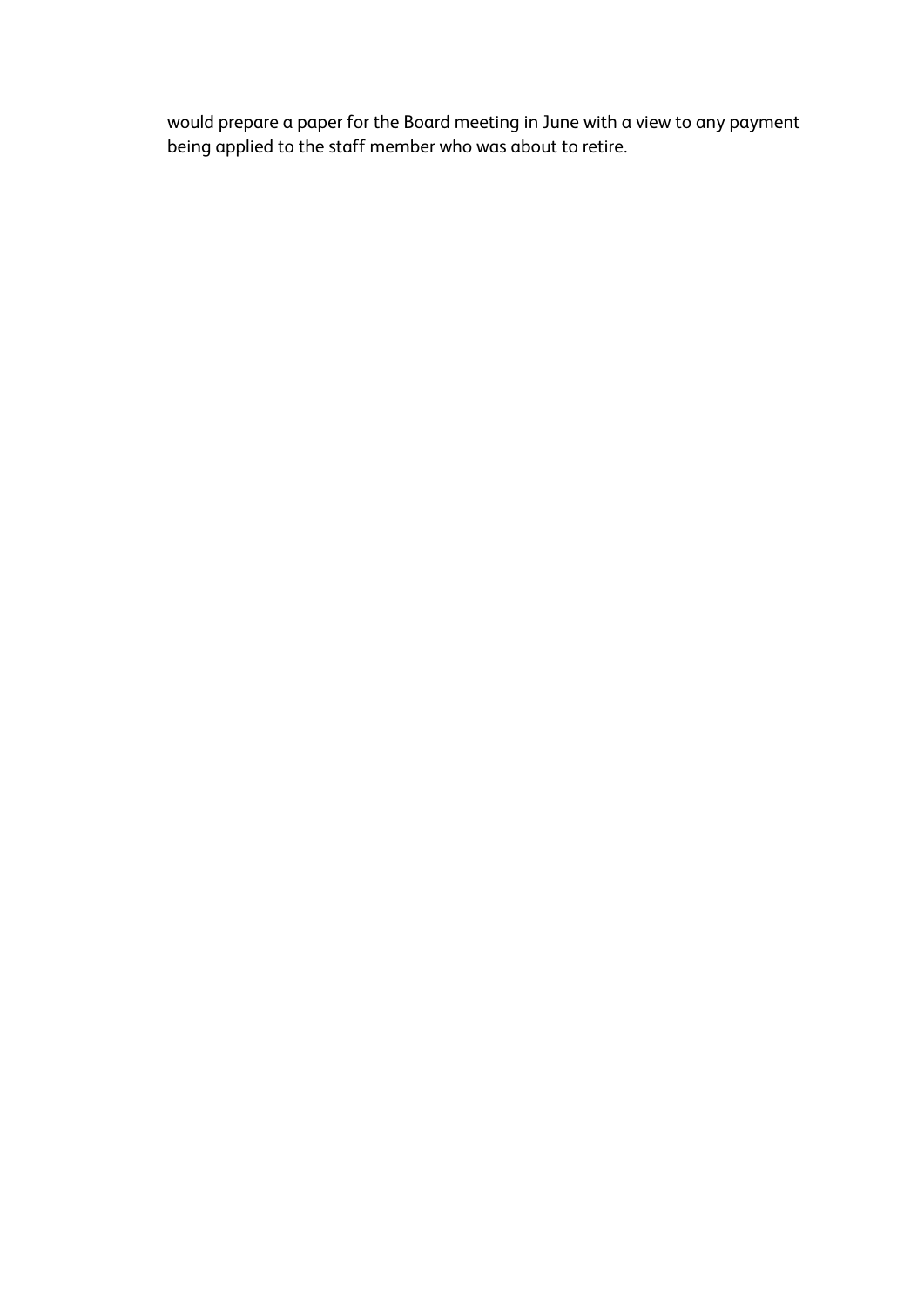would prepare a paper for the Board meeting in June with a view to any payment being applied to the staff member who was about to retire.